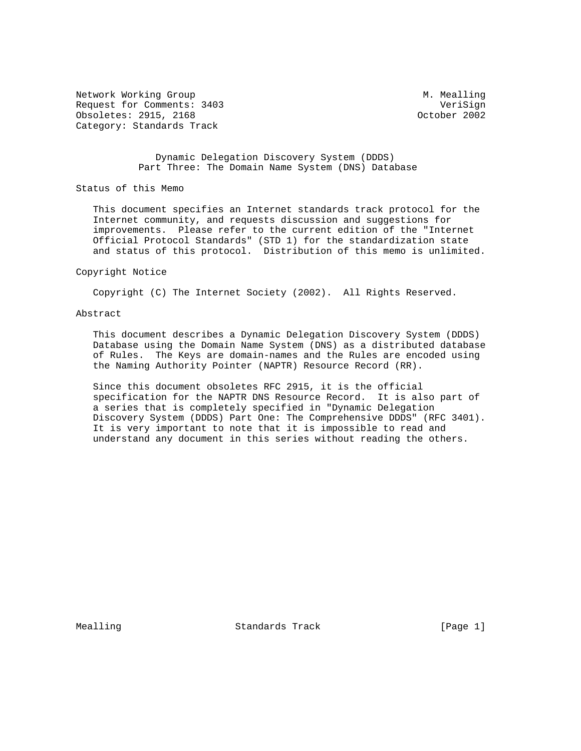Network Working Group M. Mealling
Request for Comments: 3403 VeriSign
Obsoletes: 2915, 2168 October 2002
Category: Standards Track

# Dynamic Delegation Discovery System (DDDS) Part Three: The Domain Name System (DNS) Database

## Status of this Memo

This document specifies an Internet standards track protocol for the Internet community, and requests discussion and suggestions for improvements. Please refer to the current edition of the "Internet Official Protocol Standards" (STD 1) for the standardization state and status of this protocol. Distribution of this memo is unlimited.

## Copyright Notice

Copyright (C) The Internet Society (2002). All Rights Reserved.

## Abstract

This document describes a Dynamic Delegation Discovery System (DDDS) Database using the Domain Name System (DNS) as a distributed database of Rules. The Keys are domain-names and the Rules are encoded using the Naming Authority Pointer (NAPTR) Resource Record (RR).

Since this document obsoletes RFC 2915, it is the official specification for the NAPTR DNS Resource Record. It is also part of a series that is completely specified in "Dynamic Delegation Discovery System (DDDS) Part One: The Comprehensive DDDS" (RFC 3401). It is very important to note that it is impossible to read and understand any document in this series without reading the others.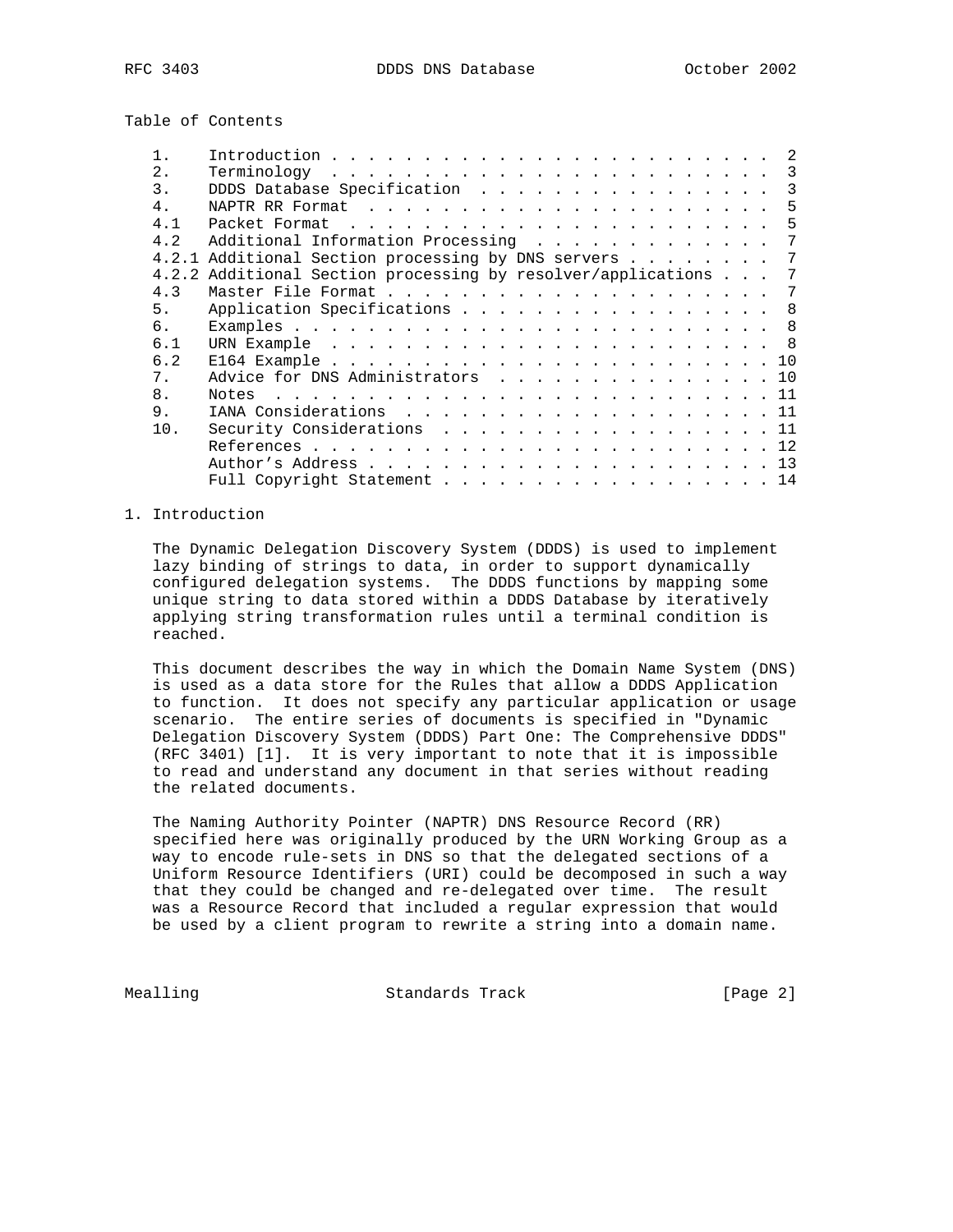Table of Contents

```
   1.    Introduction . . . . . . . . . . . . . . . . . . . . . . . .  2
   2.    Terminology  . . . . . . . . . . . . . . . . . . . . . . . .  3
   3.    DDDS Database Specification  . . . . . . . . . . . . . . . .  3
   4.    NAPTR RR Format  . . . . . . . . . . . . . . . . . . . . . .  5
   4.1   Packet Format  . . . . . . . . . . . . . . . . . . . . . . .  5
   4.2   Additional Information Processing  . . . . . . . . . . . . .  7
   4.2.1 Additional Section processing by DNS servers . . . . . . . .  7
   4.2.2 Additional Section processing by resolver/applications . . .  7
   4.3   Master File Format . . . . . . . . . . . . . . . . . . . . .  7
   5.    Application Specifications . . . . . . . . . . . . . . . . .  8
   6.    Examples . . . . . . . . . . . . . . . . . . . . . . . . . .  8
   6.1   URN Example  . . . . . . . . . . . . . . . . . . . . . . . .  8
   6.2   E164 Example . . . . . . . . . . . . . . . . . . . . . . . . 10
   7.    Advice for DNS Administrators  . . . . . . . . . . . . . . . 10
   8.    Notes  . . . . . . . . . . . . . . . . . . . . . . . . . . . 11
   9.    IANA Considerations  . . . . . . . . . . . . . . . . . . . . 11
   10.   Security Considerations  . . . . . . . . . . . . . . . . . . 11
         References . . . . . . . . . . . . . . . . . . . . . . . . . 12
         Author's Address . . . . . . . . . . . . . . . . . . . . . . 13
         Full Copyright Statement . . . . . . . . . . . . . . . . . . 14
```

## 1. Introduction

The Dynamic Delegation Discovery System (DDDS) is used to implement lazy binding of strings to data, in order to support dynamically configured delegation systems. The DDDS functions by mapping some unique string to data stored within a DDDS Database by iteratively applying string transformation rules until a terminal condition is reached.

This document describes the way in which the Domain Name System (DNS) is used as a data store for the Rules that allow a DDDS Application to function. It does not specify any particular application or usage scenario. The entire series of documents is specified in "Dynamic Delegation Discovery System (DDDS) Part One: The Comprehensive DDDS" (RFC 3401) [1]. It is very important to note that it is impossible to read and understand any document in that series without reading the related documents.

The Naming Authority Pointer (NAPTR) DNS Resource Record (RR) specified here was originally produced by the URN Working Group as a way to encode rule-sets in DNS so that the delegated sections of a Uniform Resource Identifiers (URI) could be decomposed in such a way that they could be changed and re-delegated over time. The result was a Resource Record that included a regular expression that would be used by a client program to rewrite a string into a domain name.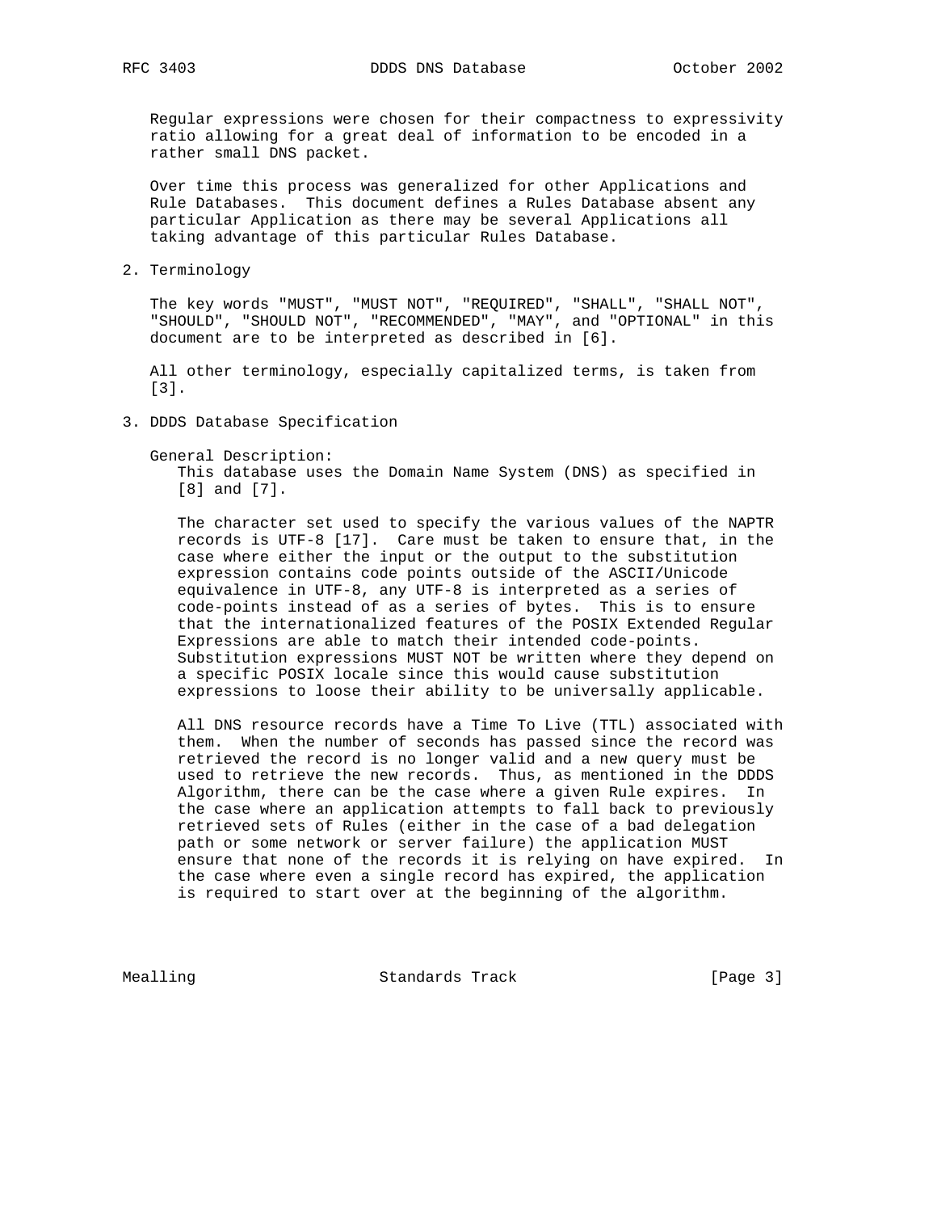Regular expressions were chosen for their compactness to expressivity ratio allowing for a great deal of information to be encoded in a rather small DNS packet.

Over time this process was generalized for other Applications and Rule Databases. This document defines a Rules Database absent any particular Application as there may be several Applications all taking advantage of this particular Rules Database.

## 2. Terminology

The key words "MUST", "MUST NOT", "REQUIRED", "SHALL", "SHALL NOT", "SHOULD", "SHOULD NOT", "RECOMMENDED", "MAY", and "OPTIONAL" in this document are to be interpreted as described in [6].

All other terminology, especially capitalized terms, is taken from [3].

## 3. DDDS Database Specification

General Description:
This database uses the Domain Name System (DNS) as specified in [8] and [7].

The character set used to specify the various values of the NAPTR records is UTF-8 [17]. Care must be taken to ensure that, in the case where either the input or the output to the substitution expression contains code points outside of the ASCII/Unicode equivalence in UTF-8, any UTF-8 is interpreted as a series of code-points instead of as a series of bytes. This is to ensure that the internationalized features of the POSIX Extended Regular Expressions are able to match their intended code-points. Substitution expressions MUST NOT be written where they depend on a specific POSIX locale since this would cause substitution expressions to loose their ability to be universally applicable.

All DNS resource records have a Time To Live (TTL) associated with them. When the number of seconds has passed since the record was retrieved the record is no longer valid and a new query must be used to retrieve the new records. Thus, as mentioned in the DDDS Algorithm, there can be the case where a given Rule expires. In the case where an application attempts to fall back to previously retrieved sets of Rules (either in the case of a bad delegation path or some network or server failure) the application MUST ensure that none of the records it is relying on have expired. In the case where even a single record has expired, the application is required to start over at the beginning of the algorithm.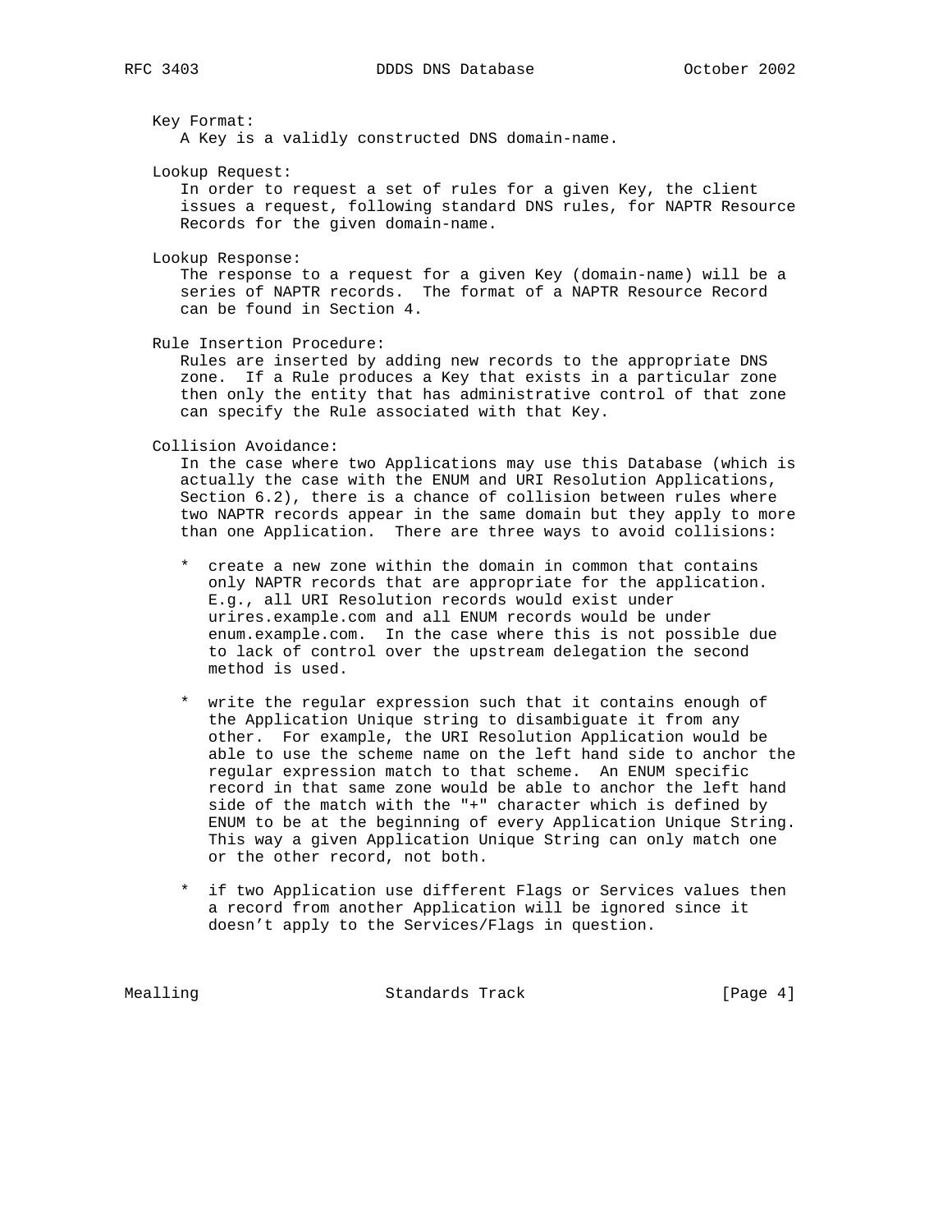Key Format:
A Key is a validly constructed DNS domain-name.

Lookup Request:
In order to request a set of rules for a given Key, the client issues a request, following standard DNS rules, for NAPTR Resource Records for the given domain-name.

Lookup Response:
The response to a request for a given Key (domain-name) will be a series of NAPTR records. The format of a NAPTR Resource Record can be found in Section 4.

Rule Insertion Procedure:
Rules are inserted by adding new records to the appropriate DNS zone. If a Rule produces a Key that exists in a particular zone then only the entity that has administrative control of that zone can specify the Rule associated with that Key.

Collision Avoidance:
In the case where two Applications may use this Database (which is actually the case with the ENUM and URI Resolution Applications, Section 6.2), there is a chance of collision between rules where two NAPTR records appear in the same domain but they apply to more than one Application. There are three ways to avoid collisions:

* create a new zone within the domain in common that contains only NAPTR records that are appropriate for the application. E.g., all URI Resolution records would exist under urires.example.com and all ENUM records would be under enum.example.com. In the case where this is not possible due to lack of control over the upstream delegation the second method is used.

* write the regular expression such that it contains enough of the Application Unique string to disambiguate it from any other. For example, the URI Resolution Application would be able to use the scheme name on the left hand side to anchor the regular expression match to that scheme. An ENUM specific record in that same zone would be able to anchor the left hand side of the match with the "+" character which is defined by ENUM to be at the beginning of every Application Unique String. This way a given Application Unique String can only match one or the other record, not both.

* if two Application use different Flags or Services values then a record from another Application will be ignored since it doesn’t apply to the Services/Flags in question.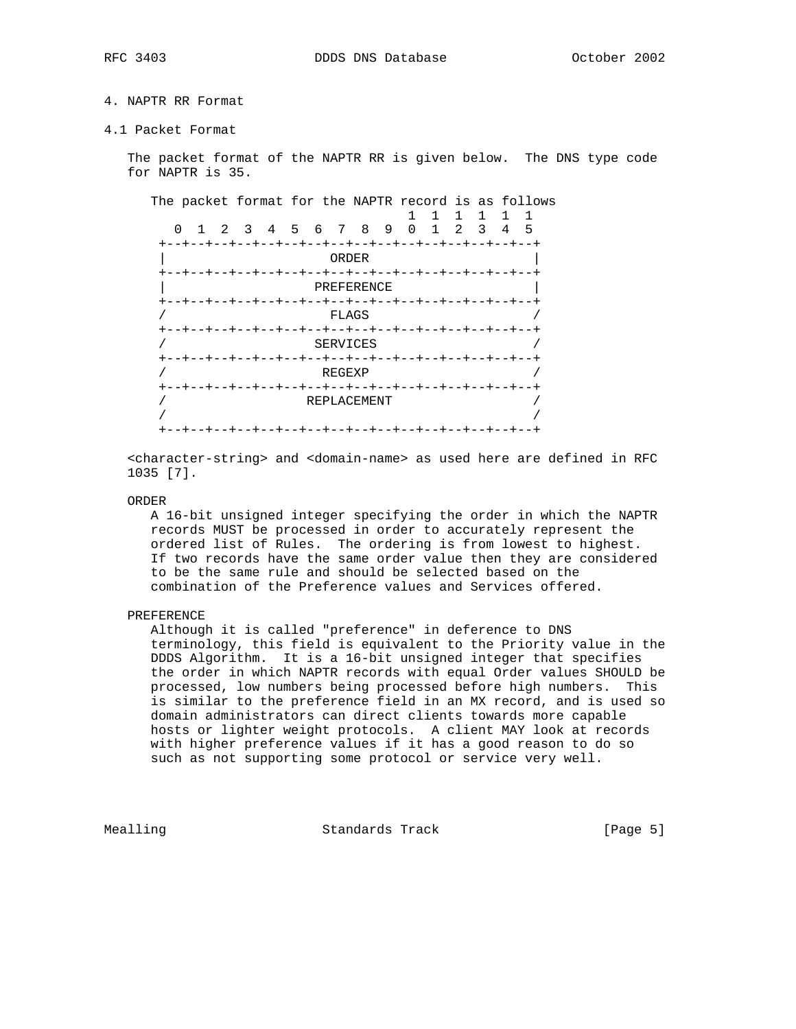## 4. NAPTR RR Format

### 4.1 Packet Format

The packet format of the NAPTR RR is given below. The DNS type code for NAPTR is 35.

The packet format for the NAPTR record is as follows

```
                                   1  1  1  1  1  1
     0  1  2  3  4  5  6  7  8  9  0  1  2  3  4  5
   +--+--+--+--+--+--+--+--+--+--+--+--+--+--+--+--+
   |                     ORDER                     |
   +--+--+--+--+--+--+--+--+--+--+--+--+--+--+--+--+
   |                   PREFERENCE                  |
   +--+--+--+--+--+--+--+--+--+--+--+--+--+--+--+--+
   /                     FLAGS                     /
   +--+--+--+--+--+--+--+--+--+--+--+--+--+--+--+--+
   /                   SERVICES                    /
   +--+--+--+--+--+--+--+--+--+--+--+--+--+--+--+--+
   /                    REGEXP                     /
   +--+--+--+--+--+--+--+--+--+--+--+--+--+--+--+--+
   /                  REPLACEMENT                  /
   /                                               /
   +--+--+--+--+--+--+--+--+--+--+--+--+--+--+--+--+
```

<character-string> and <domain-name> as used here are defined in RFC 1035 [7].

ORDER

A 16-bit unsigned integer specifying the order in which the NAPTR records MUST be processed in order to accurately represent the ordered list of Rules. The ordering is from lowest to highest. If two records have the same order value then they are considered to be the same rule and should be selected based on the combination of the Preference values and Services offered.

PREFERENCE

Although it is called "preference" in deference to DNS terminology, this field is equivalent to the Priority value in the DDDS Algorithm. It is a 16-bit unsigned integer that specifies the order in which NAPTR records with equal Order values SHOULD be processed, low numbers being processed before high numbers. This is similar to the preference field in an MX record, and is used so domain administrators can direct clients towards more capable hosts or lighter weight protocols. A client MAY look at records with higher preference values if it has a good reason to do so such as not supporting some protocol or service very well.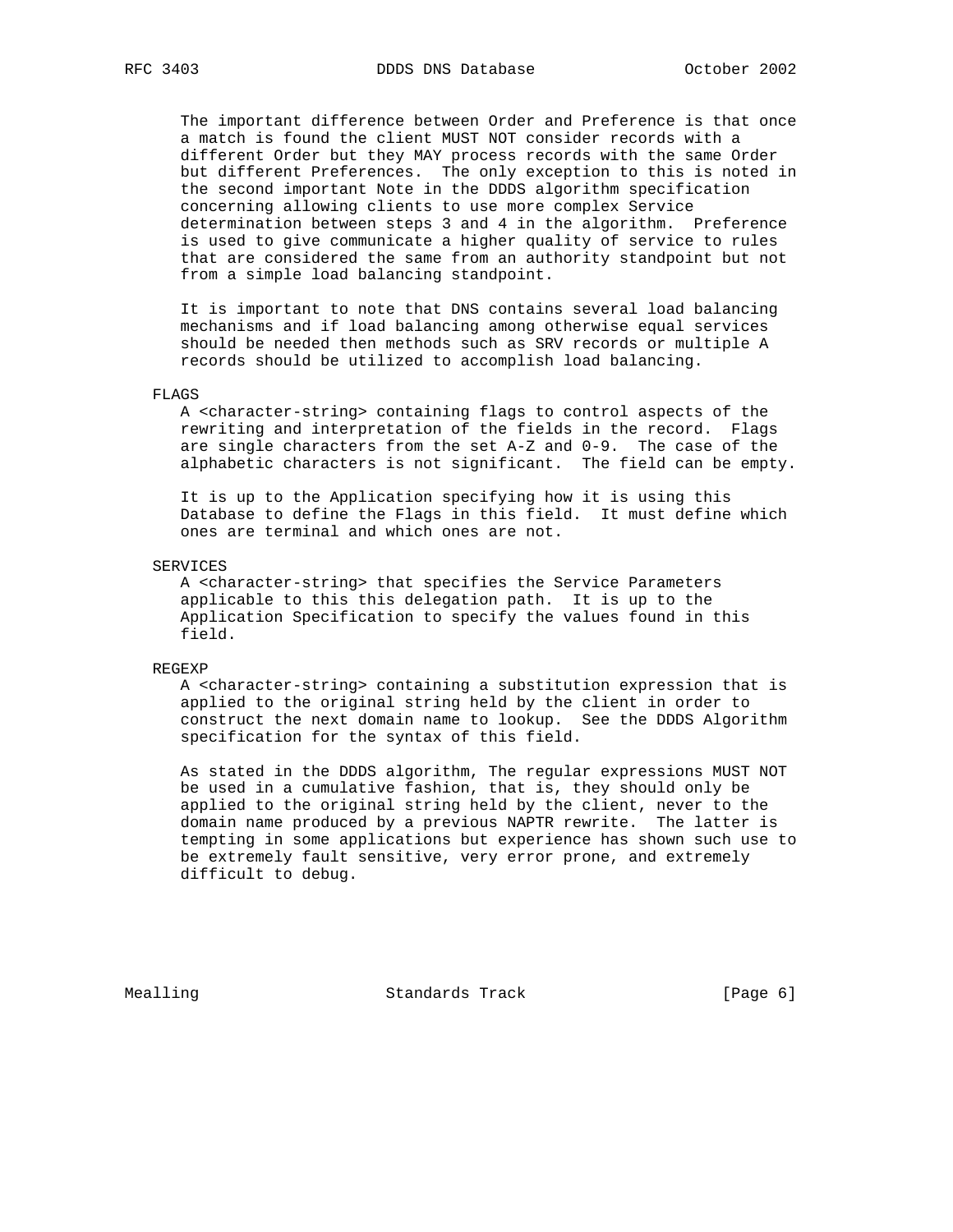The important difference between Order and Preference is that once a match is found the client MUST NOT consider records with a different Order but they MAY process records with the same Order but different Preferences. The only exception to this is noted in the second important Note in the DDDS algorithm specification concerning allowing clients to use more complex Service determination between steps 3 and 4 in the algorithm. Preference is used to give communicate a higher quality of service to rules that are considered the same from an authority standpoint but not from a simple load balancing standpoint.

It is important to note that DNS contains several load balancing mechanisms and if load balancing among otherwise equal services should be needed then methods such as SRV records or multiple A records should be utilized to accomplish load balancing.

FLAGS

A <character-string> containing flags to control aspects of the rewriting and interpretation of the fields in the record. Flags are single characters from the set A-Z and 0-9. The case of the alphabetic characters is not significant. The field can be empty.

It is up to the Application specifying how it is using this Database to define the Flags in this field. It must define which ones are terminal and which ones are not.

SERVICES

A <character-string> that specifies the Service Parameters applicable to this this delegation path. It is up to the Application Specification to specify the values found in this field.

REGEXP

A <character-string> containing a substitution expression that is applied to the original string held by the client in order to construct the next domain name to lookup. See the DDDS Algorithm specification for the syntax of this field.

As stated in the DDDS algorithm, The regular expressions MUST NOT be used in a cumulative fashion, that is, they should only be applied to the original string held by the client, never to the domain name produced by a previous NAPTR rewrite. The latter is tempting in some applications but experience has shown such use to be extremely fault sensitive, very error prone, and extremely difficult to debug.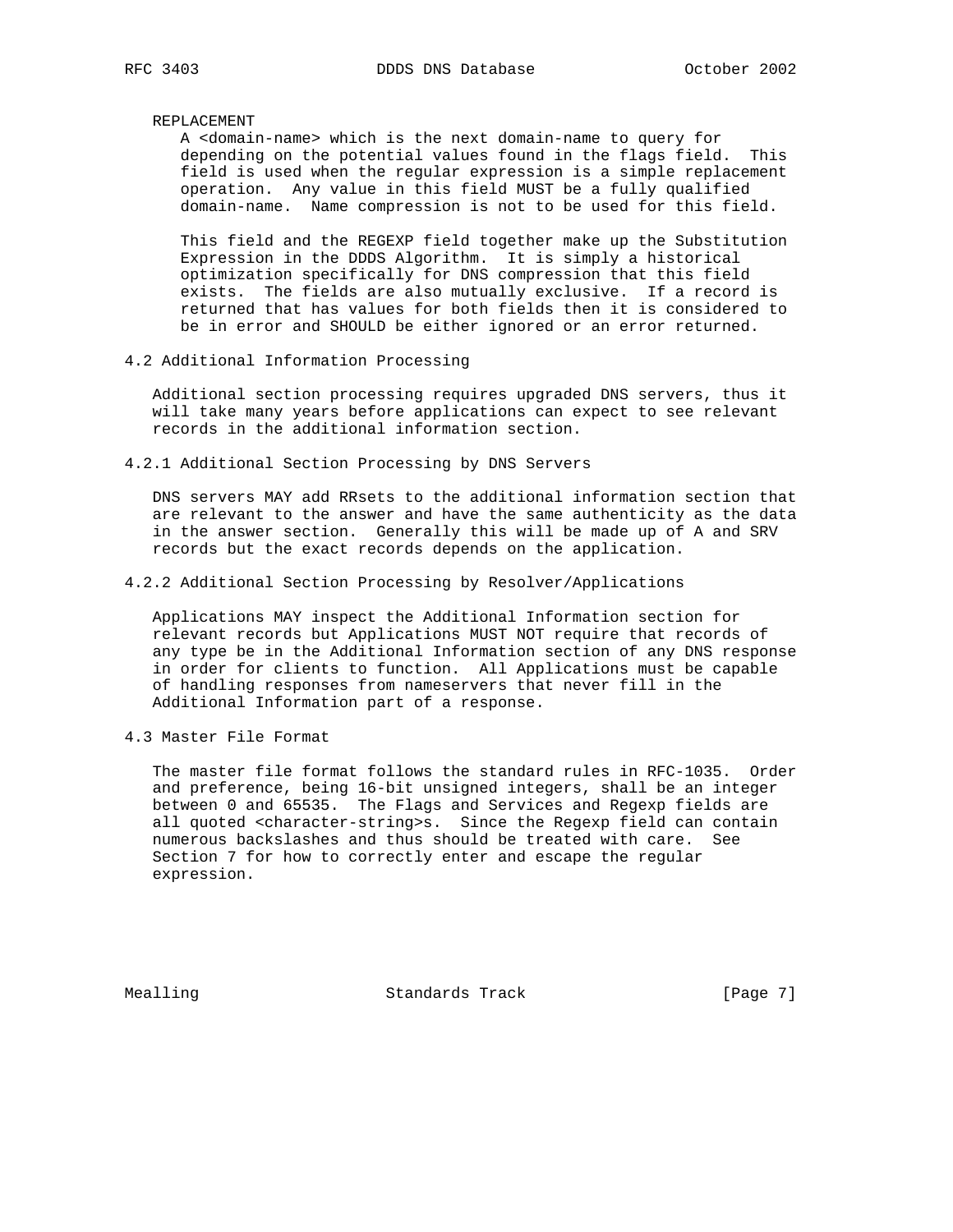REPLACEMENT

A <domain-name> which is the next domain-name to query for depending on the potential values found in the flags field. This field is used when the regular expression is a simple replacement operation. Any value in this field MUST be a fully qualified domain-name. Name compression is not to be used for this field.

This field and the REGEXP field together make up the Substitution Expression in the DDDS Algorithm. It is simply a historical optimization specifically for DNS compression that this field exists. The fields are also mutually exclusive. If a record is returned that has values for both fields then it is considered to be in error and SHOULD be either ignored or an error returned.

## 4.2 Additional Information Processing

Additional section processing requires upgraded DNS servers, thus it will take many years before applications can expect to see relevant records in the additional information section.

### 4.2.1 Additional Section Processing by DNS Servers

DNS servers MAY add RRsets to the additional information section that are relevant to the answer and have the same authenticity as the data in the answer section. Generally this will be made up of A and SRV records but the exact records depends on the application.

### 4.2.2 Additional Section Processing by Resolver/Applications

Applications MAY inspect the Additional Information section for relevant records but Applications MUST NOT require that records of any type be in the Additional Information section of any DNS response in order for clients to function. All Applications must be capable of handling responses from nameservers that never fill in the Additional Information part of a response.

## 4.3 Master File Format

The master file format follows the standard rules in RFC-1035. Order and preference, being 16-bit unsigned integers, shall be an integer between 0 and 65535. The Flags and Services and Regexp fields are all quoted <character-string>s. Since the Regexp field can contain numerous backslashes and thus should be treated with care. See Section 7 for how to correctly enter and escape the regular expression.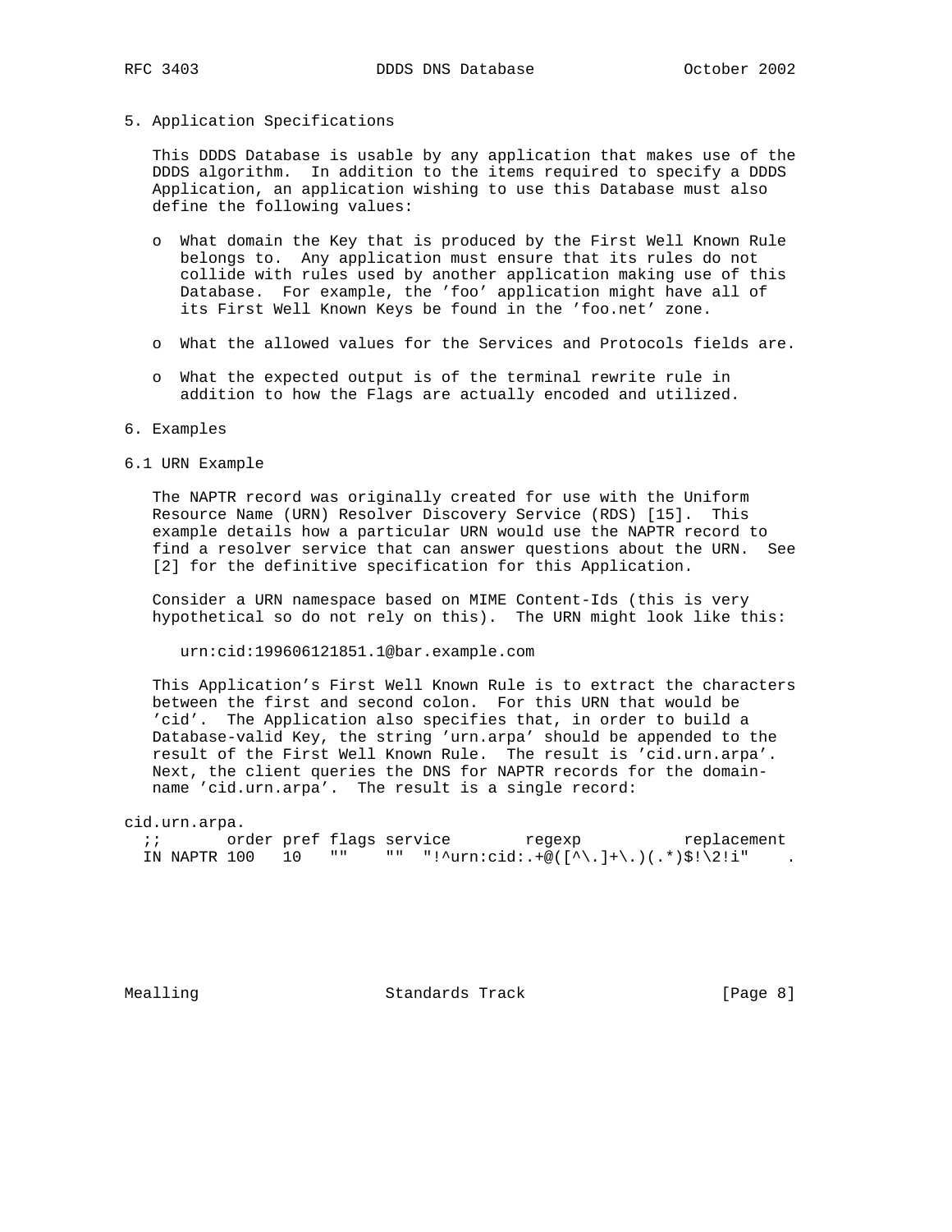## 5. Application Specifications

This DDDS Database is usable by any application that makes use of the DDDS algorithm. In addition to the items required to specify a DDDS Application, an application wishing to use this Database must also define the following values:

- What domain the Key that is produced by the First Well Known Rule belongs to. Any application must ensure that its rules do not collide with rules used by another application making use of this Database. For example, the 'foo' application might have all of its First Well Known Keys be found in the 'foo.net' zone.

- What the allowed values for the Services and Protocols fields are.

- What the expected output is of the terminal rewrite rule in addition to how the Flags are actually encoded and utilized.

## 6. Examples

### 6.1 URN Example

The NAPTR record was originally created for use with the Uniform Resource Name (URN) Resolver Discovery Service (RDS) [15]. This example details how a particular URN would use the NAPTR record to find a resolver service that can answer questions about the URN. See [2] for the definitive specification for this Application.

Consider a URN namespace based on MIME Content-Ids (this is very hypothetical so do not rely on this). The URN might look like this:

```
urn:cid:199606121851.1@bar.example.com
```

This Application's First Well Known Rule is to extract the characters between the first and second colon. For this URN that would be 'cid'. The Application also specifies that, in order to build a Database-valid Key, the string 'urn.arpa' should be appended to the result of the First Well Known Rule. The result is 'cid.urn.arpa'. Next, the client queries the DNS for NAPTR records for the domain-name 'cid.urn.arpa'. The result is a single record:

```
cid.urn.arpa.
  ;;       order pref flags service        regexp           replacement
  IN NAPTR 100   10   ""     ""  "!^urn:cid:.+@([^\.]+\.)(.*)$!\2!i"    .
```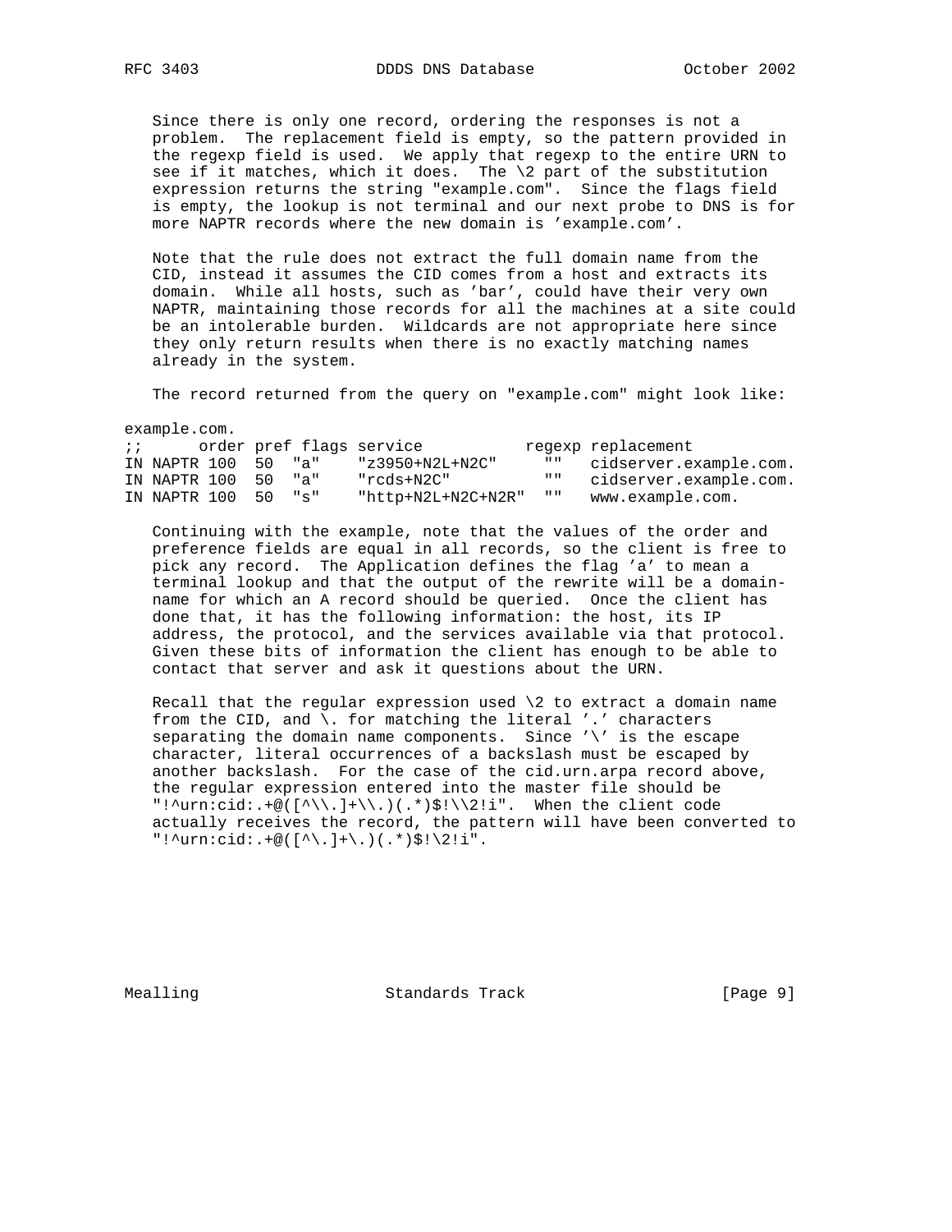Since there is only one record, ordering the responses is not a problem. The replacement field is empty, so the pattern provided in the regexp field is used. We apply that regexp to the entire URN to see if it matches, which it does. The \2 part of the substitution expression returns the string "example.com". Since the flags field is empty, the lookup is not terminal and our next probe to DNS is for more NAPTR records where the new domain is 'example.com'.

Note that the rule does not extract the full domain name from the CID, instead it assumes the CID comes from a host and extracts its domain. While all hosts, such as 'bar', could have their very own NAPTR, maintaining those records for all the machines at a site could be an intolerable burden. Wildcards are not appropriate here since they only return results when there is no exactly matching names already in the system.

The record returned from the query on "example.com" might look like:

```
example.com.
;;      order pref flags service           regexp replacement
IN NAPTR 100  50  "a"    "z3950+N2L+N2C"     ""   cidserver.example.com.
IN NAPTR 100  50  "a"    "rcds+N2C"          ""   cidserver.example.com.
IN NAPTR 100  50  "s"    "http+N2L+N2C+N2R"  ""   www.example.com.
```

Continuing with the example, note that the values of the order and preference fields are equal in all records, so the client is free to pick any record. The Application defines the flag 'a' to mean a terminal lookup and that the output of the rewrite will be a domain-name for which an A record should be queried. Once the client has done that, it has the following information: the host, its IP address, the protocol, and the services available via that protocol. Given these bits of information the client has enough to be able to contact that server and ask it questions about the URN.

Recall that the regular expression used \2 to extract a domain name from the CID, and \. for matching the literal '.' characters separating the domain name components. Since '\' is the escape character, literal occurrences of a backslash must be escaped by another backslash. For the case of the cid.urn.arpa record above, the regular expression entered into the master file should be "!^urn:cid:.+@([^\\.]+\\.)(.*)$!\\2!i". When the client code actually receives the record, the pattern will have been converted to "!^urn:cid:.+@([^\.]+\.)(.*)$!\2!i".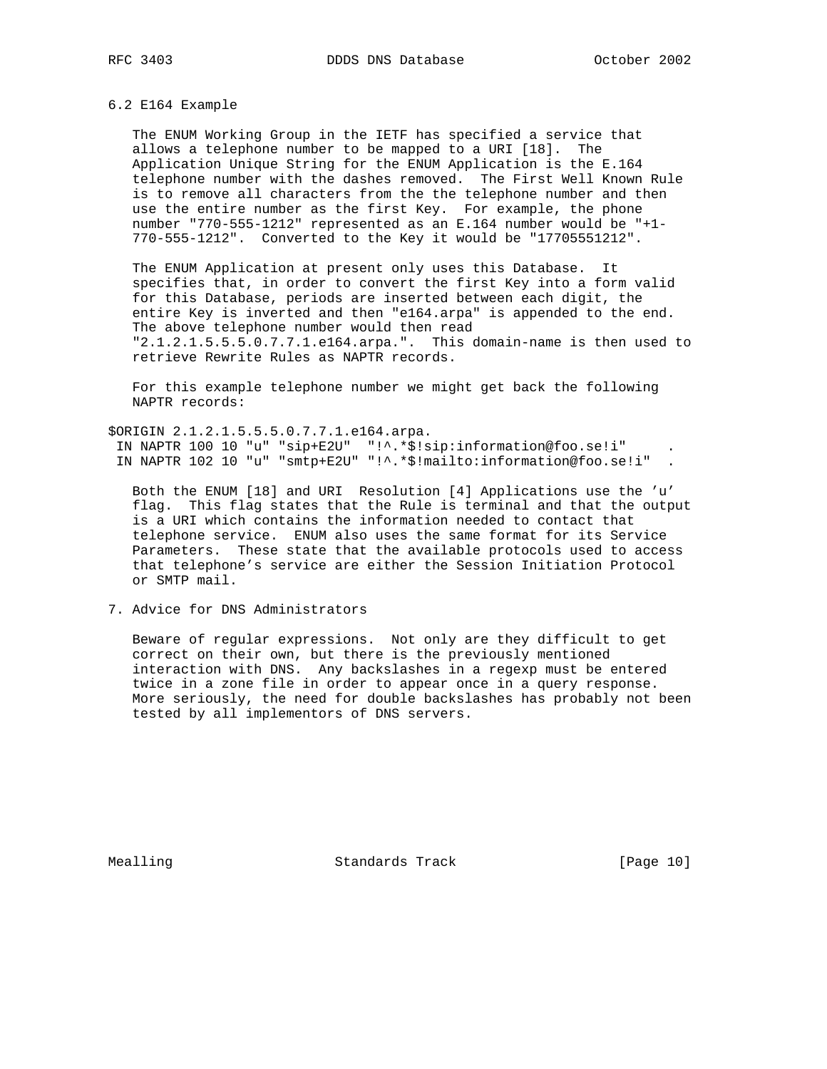## 6.2 E164 Example

The ENUM Working Group in the IETF has specified a service that allows a telephone number to be mapped to a URI [18]. The Application Unique String for the ENUM Application is the E.164 telephone number with the dashes removed. The First Well Known Rule is to remove all characters from the the telephone number and then use the entire number as the first Key. For example, the phone number "770-555-1212" represented as an E.164 number would be "+1-770-555-1212". Converted to the Key it would be "17705551212".

The ENUM Application at present only uses this Database. It specifies that, in order to convert the first Key into a form valid for this Database, periods are inserted between each digit, the entire Key is inverted and then "e164.arpa" is appended to the end. The above telephone number would then read "2.1.2.1.5.5.5.0.7.7.1.e164.arpa.". This domain-name is then used to retrieve Rewrite Rules as NAPTR records.

For this example telephone number we might get back the following NAPTR records:

```
$ORIGIN 2.1.2.1.5.5.5.0.7.7.1.e164.arpa.
 IN NAPTR 100 10 "u" "sip+E2U"  "!^.*$!sip:information@foo.se!i"     .
 IN NAPTR 102 10 "u" "smtp+E2U" "!^.*$!mailto:information@foo.se!i"  .
```

Both the ENUM [18] and URI Resolution [4] Applications use the 'u' flag. This flag states that the Rule is terminal and that the output is a URI which contains the information needed to contact that telephone service. ENUM also uses the same format for its Service Parameters. These state that the available protocols used to access that telephone's service are either the Session Initiation Protocol or SMTP mail.

## 7. Advice for DNS Administrators

Beware of regular expressions. Not only are they difficult to get correct on their own, but there is the previously mentioned interaction with DNS. Any backslashes in a regexp must be entered twice in a zone file in order to appear once in a query response. More seriously, the need for double backslashes has probably not been tested by all implementors of DNS servers.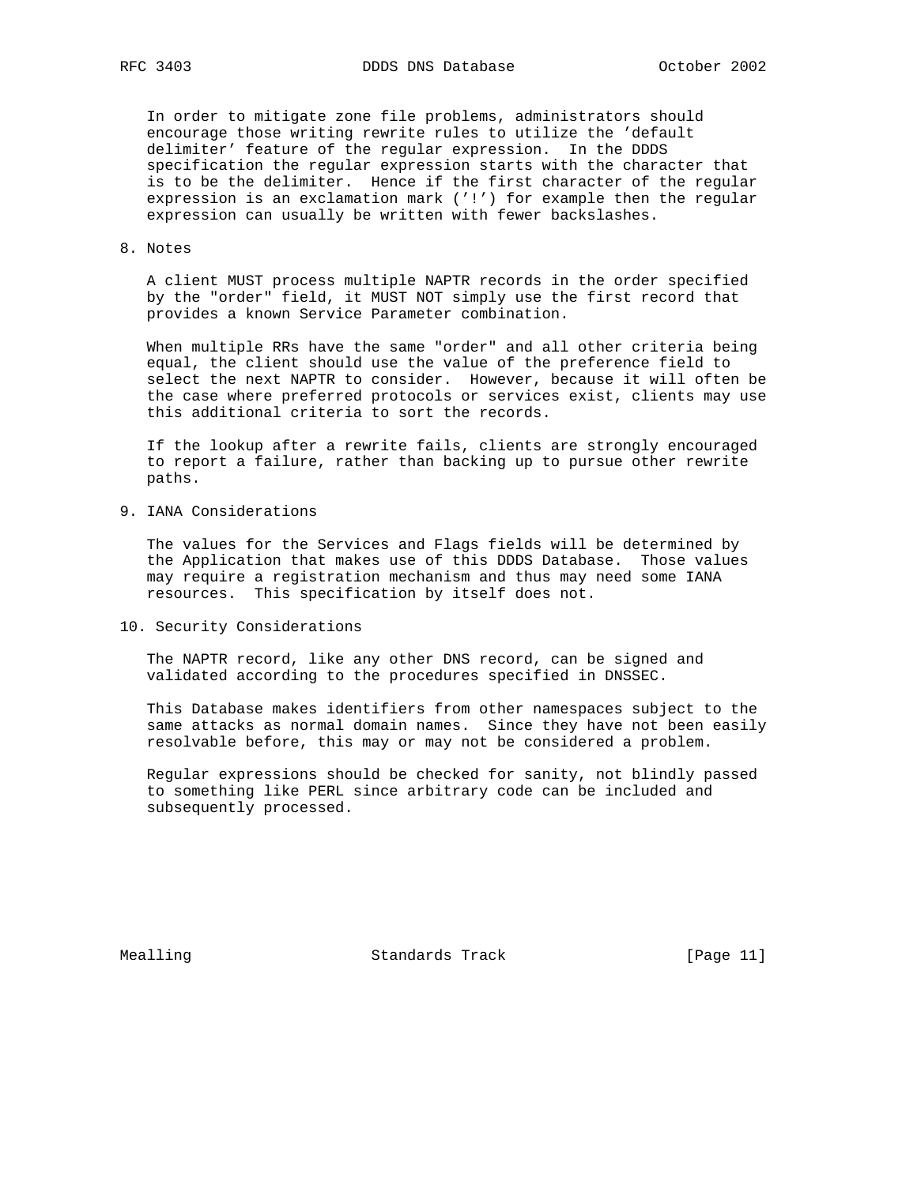In order to mitigate zone file problems, administrators should encourage those writing rewrite rules to utilize the 'default delimiter' feature of the regular expression. In the DDDS specification the regular expression starts with the character that is to be the delimiter. Hence if the first character of the regular expression is an exclamation mark ('!') for example then the regular expression can usually be written with fewer backslashes.

## 8. Notes

A client MUST process multiple NAPTR records in the order specified by the "order" field, it MUST NOT simply use the first record that provides a known Service Parameter combination.

When multiple RRs have the same "order" and all other criteria being equal, the client should use the value of the preference field to select the next NAPTR to consider. However, because it will often be the case where preferred protocols or services exist, clients may use this additional criteria to sort the records.

If the lookup after a rewrite fails, clients are strongly encouraged to report a failure, rather than backing up to pursue other rewrite paths.

## 9. IANA Considerations

The values for the Services and Flags fields will be determined by the Application that makes use of this DDDS Database. Those values may require a registration mechanism and thus may need some IANA resources. This specification by itself does not.

## 10. Security Considerations

The NAPTR record, like any other DNS record, can be signed and validated according to the procedures specified in DNSSEC.

This Database makes identifiers from other namespaces subject to the same attacks as normal domain names. Since they have not been easily resolvable before, this may or may not be considered a problem.

Regular expressions should be checked for sanity, not blindly passed to something like PERL since arbitrary code can be included and subsequently processed.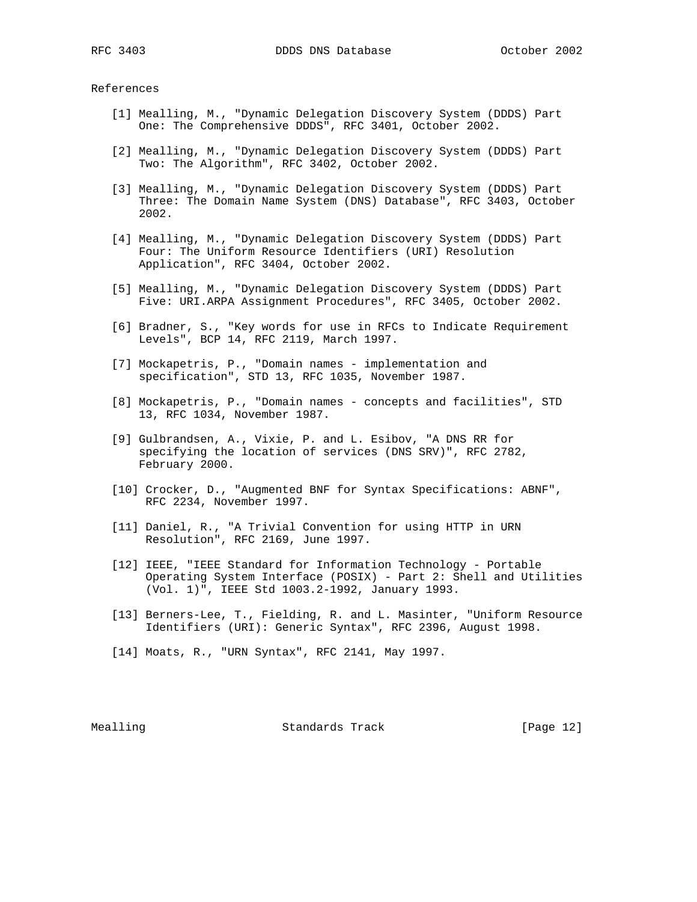## References

[1] Mealling, M., "Dynamic Delegation Discovery System (DDDS) Part One: The Comprehensive DDDS", RFC 3401, October 2002.

[2] Mealling, M., "Dynamic Delegation Discovery System (DDDS) Part Two: The Algorithm", RFC 3402, October 2002.

[3] Mealling, M., "Dynamic Delegation Discovery System (DDDS) Part Three: The Domain Name System (DNS) Database", RFC 3403, October 2002.

[4] Mealling, M., "Dynamic Delegation Discovery System (DDDS) Part Four: The Uniform Resource Identifiers (URI) Resolution Application", RFC 3404, October 2002.

[5] Mealling, M., "Dynamic Delegation Discovery System (DDDS) Part Five: URI.ARPA Assignment Procedures", RFC 3405, October 2002.

[6] Bradner, S., "Key words for use in RFCs to Indicate Requirement Levels", BCP 14, RFC 2119, March 1997.

[7] Mockapetris, P., "Domain names - implementation and specification", STD 13, RFC 1035, November 1987.

[8] Mockapetris, P., "Domain names - concepts and facilities", STD 13, RFC 1034, November 1987.

[9] Gulbrandsen, A., Vixie, P. and L. Esibov, "A DNS RR for specifying the location of services (DNS SRV)", RFC 2782, February 2000.

[10] Crocker, D., "Augmented BNF for Syntax Specifications: ABNF", RFC 2234, November 1997.

[11] Daniel, R., "A Trivial Convention for using HTTP in URN Resolution", RFC 2169, June 1997.

[12] IEEE, "IEEE Standard for Information Technology - Portable Operating System Interface (POSIX) - Part 2: Shell and Utilities (Vol. 1)", IEEE Std 1003.2-1992, January 1993.

[13] Berners-Lee, T., Fielding, R. and L. Masinter, "Uniform Resource Identifiers (URI): Generic Syntax", RFC 2396, August 1998.

[14] Moats, R., "URN Syntax", RFC 2141, May 1997.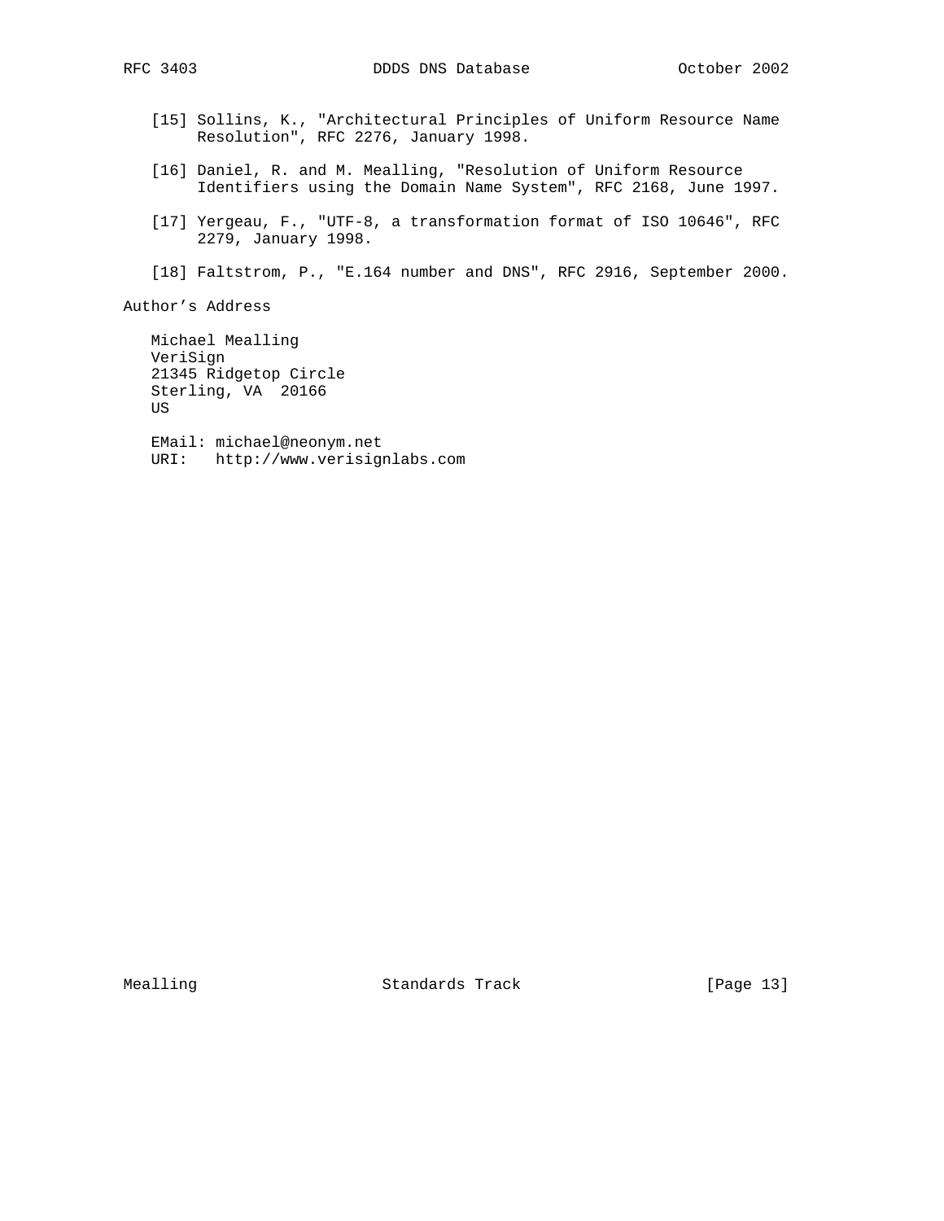[15] Sollins, K., "Architectural Principles of Uniform Resource Name Resolution", RFC 2276, January 1998.

[16] Daniel, R. and M. Mealling, "Resolution of Uniform Resource Identifiers using the Domain Name System", RFC 2168, June 1997.

[17] Yergeau, F., "UTF-8, a transformation format of ISO 10646", RFC 2279, January 1998.

[18] Faltstrom, P., "E.164 number and DNS", RFC 2916, September 2000.

## Author's Address

Michael Mealling
VeriSign
21345 Ridgetop Circle
Sterling, VA  20166
US

EMail: michael@neonym.net
URI:   http://www.verisignlabs.com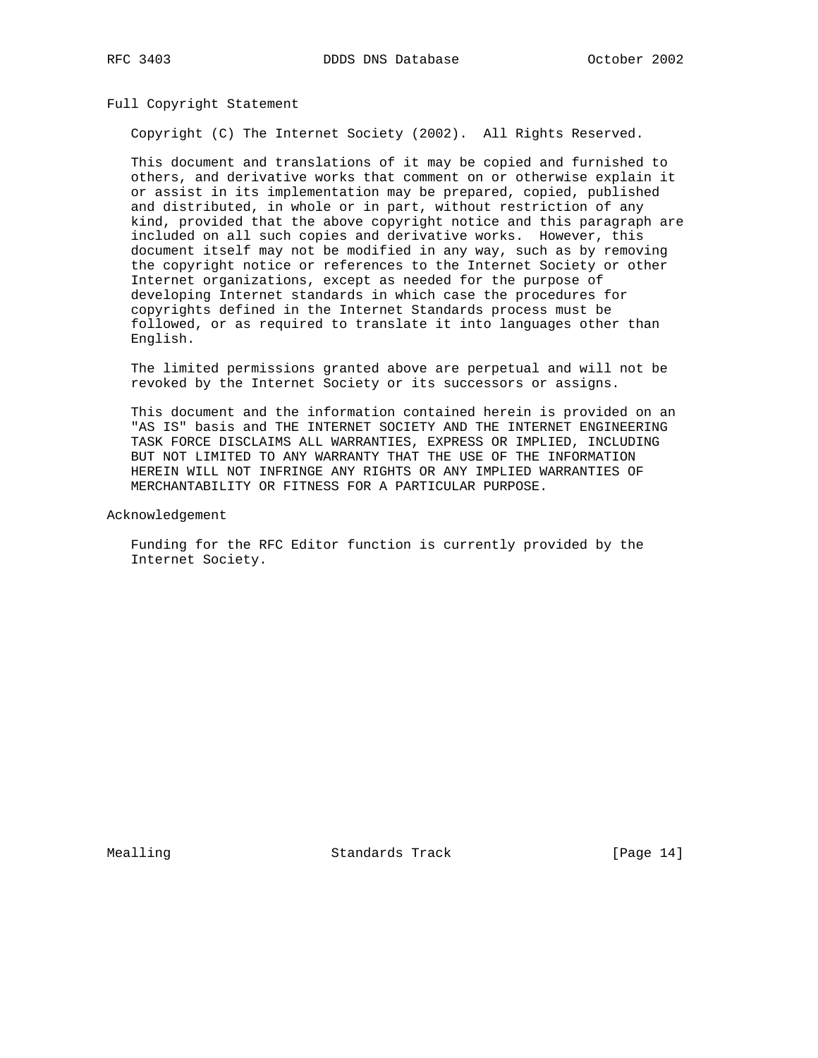## Full Copyright Statement

Copyright (C) The Internet Society (2002). All Rights Reserved.

This document and translations of it may be copied and furnished to others, and derivative works that comment on or otherwise explain it or assist in its implementation may be prepared, copied, published and distributed, in whole or in part, without restriction of any kind, provided that the above copyright notice and this paragraph are included on all such copies and derivative works. However, this document itself may not be modified in any way, such as by removing the copyright notice or references to the Internet Society or other Internet organizations, except as needed for the purpose of developing Internet standards in which case the procedures for copyrights defined in the Internet Standards process must be followed, or as required to translate it into languages other than English.

The limited permissions granted above are perpetual and will not be revoked by the Internet Society or its successors or assigns.

This document and the information contained herein is provided on an "AS IS" basis and THE INTERNET SOCIETY AND THE INTERNET ENGINEERING TASK FORCE DISCLAIMS ALL WARRANTIES, EXPRESS OR IMPLIED, INCLUDING BUT NOT LIMITED TO ANY WARRANTY THAT THE USE OF THE INFORMATION HEREIN WILL NOT INFRINGE ANY RIGHTS OR ANY IMPLIED WARRANTIES OF MERCHANTABILITY OR FITNESS FOR A PARTICULAR PURPOSE.

## Acknowledgement

Funding for the RFC Editor function is currently provided by the Internet Society.